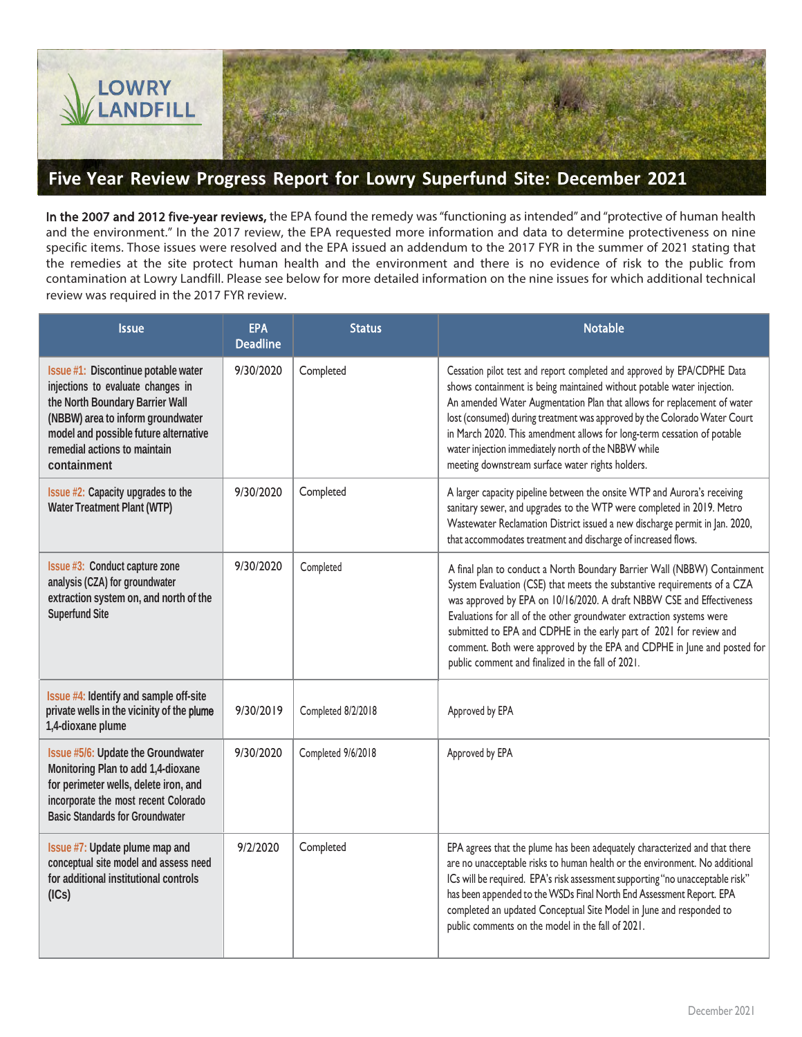LOWRY LANDFILL

# Five Year Review Progress Report for Lowry Superfund Site: December 2021

**In the 2007 and 2012 five-year reviews,** the EPA found the remedy was "functioning as intended" and "protective of human health and the environment." In the 2017 review, the EPA requested more information and data to determine protectiveness on nine specific items. Those issues were resolved and the EPA issued an addendum to the 2017 FYR in the summer of 2021 stating that the remedies at the site protect human health and the environment and there is no evidence of risk to the public from contamination at Lowry Landfill. Please see below for more detailed information on the nine issues for which additional technical review was required in the 2017 FYR review.

| Issue | EPA Deadline | Status | Notable |
|---|---|---|---|
| **Issue #1: Discontinue potable water injections to evaluate changes in the North Boundary Barrier Wall (NBBW) area to inform groundwater model and possible future alternative remedial actions to maintain containment** | 9/30/2020 | Completed | Cessation pilot test and report completed and approved by EPA/CDPHE Data shows containment is being maintained without potable water injection. An amended Water Augmentation Plan that allows for replacement of water lost (consumed) during treatment was approved by the Colorado Water Court in March 2020. This amendment allows for long-term cessation of potable water injection immediately north of the NBBW while meeting downstream surface water rights holders. |
| **Issue #2: Capacity upgrades to the Water Treatment Plant (WTP)** | 9/30/2020 | Completed | A larger capacity pipeline between the onsite WTP and Aurora's receiving sanitary sewer, and upgrades to the WTP were completed in 2019. Metro Wastewater Reclamation District issued a new discharge permit in Jan. 2020, that accommodates treatment and discharge of increased flows. |
| **Issue #3: Conduct capture zone analysis (CZA) for groundwater extraction system on, and north of the Superfund Site** | 9/30/2020 | Completed | A final plan to conduct a North Boundary Barrier Wall (NBBW) Containment System Evaluation (CSE) that meets the substantive requirements of a CZA was approved by EPA on 10/16/2020. A draft NBBW CSE and Effectiveness Evaluations for all of the other groundwater extraction systems were submitted to EPA and CDPHE in the early part of 2021 for review and comment. Both were approved by the EPA and CDPHE in June and posted for public comment and finalized in the fall of 2021. |
| **Issue #4: Identify and sample off-site private wells in the vicinity of the plume 1,4-dioxane plume** | 9/30/2019 | Completed 8/2/2018 | Approved by EPA |
| **Issue #5/6: Update the Groundwater Monitoring Plan to add 1,4-dioxane for perimeter wells, delete iron, and incorporate the most recent Colorado Basic Standards for Groundwater** | 9/30/2020 | Completed 9/6/2018 | Approved by EPA |
| **Issue #7: Update plume map and conceptual site model and assess need for additional institutional controls (ICs)** | 9/2/2020 | Completed | EPA agrees that the plume has been adequately characterized and that there are no unacceptable risks to human health or the environment. No additional ICs will be required. EPA's risk assessment supporting "no unacceptable risk" has been appended to the WSDs Final North End Assessment Report. EPA completed an updated Conceptual Site Model in June and responded to public comments on the model in the fall of 2021. |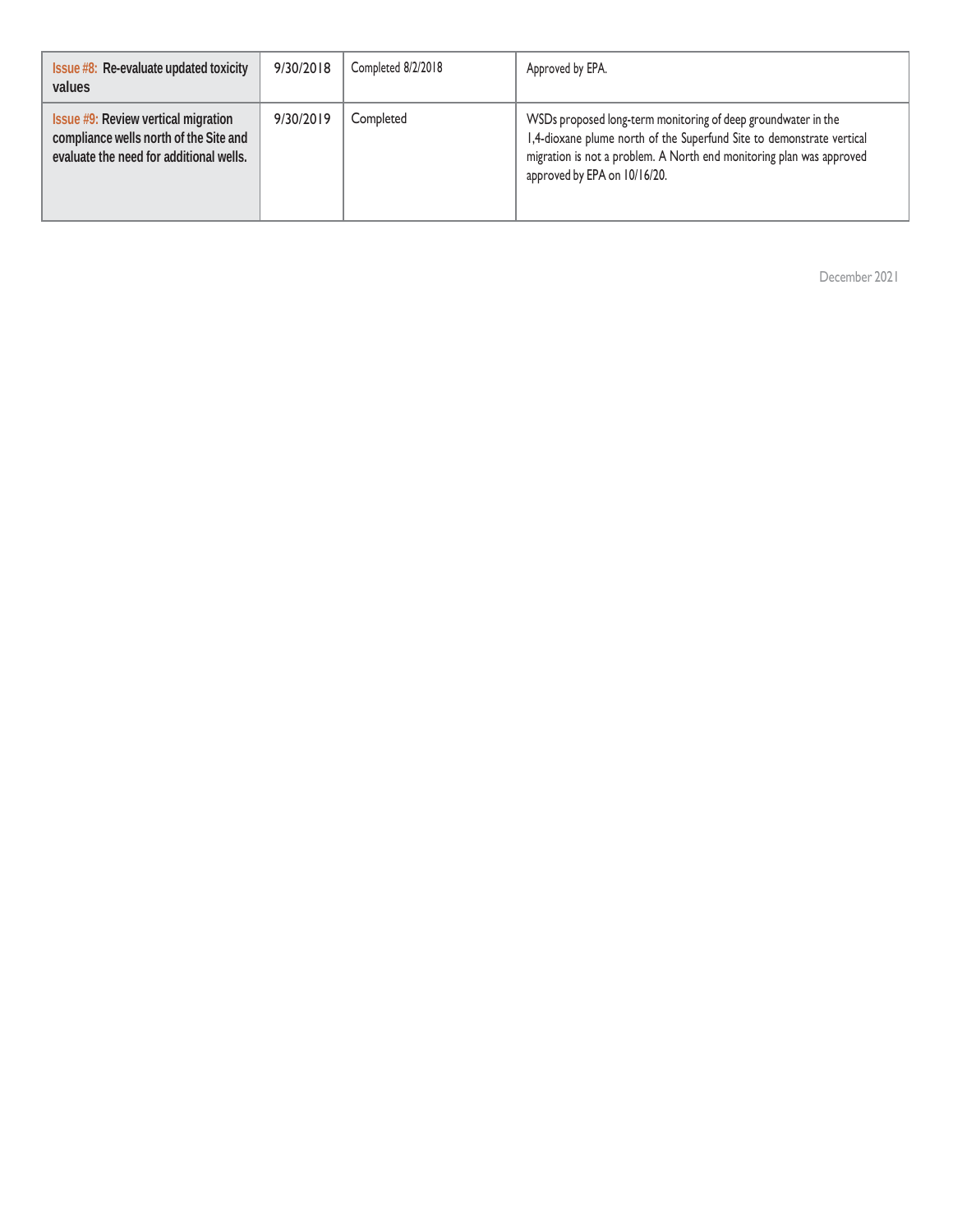| | | | |
|---|---|---|---|
| **Issue #8: Re-evaluate updated toxicity values** | 9/30/2018 | Completed 8/2/2018 | Approved by EPA. |
| **Issue #9: Review vertical migration compliance wells north of the Site and evaluate the need for additional wells.** | 9/30/2019 | Completed | WSDs proposed long-term monitoring of deep groundwater in the 1,4-dioxane plume north of the Superfund Site to demonstrate vertical migration is not a problem. A North end monitoring plan was approved approved by EPA on 10/16/20. |

December 2021